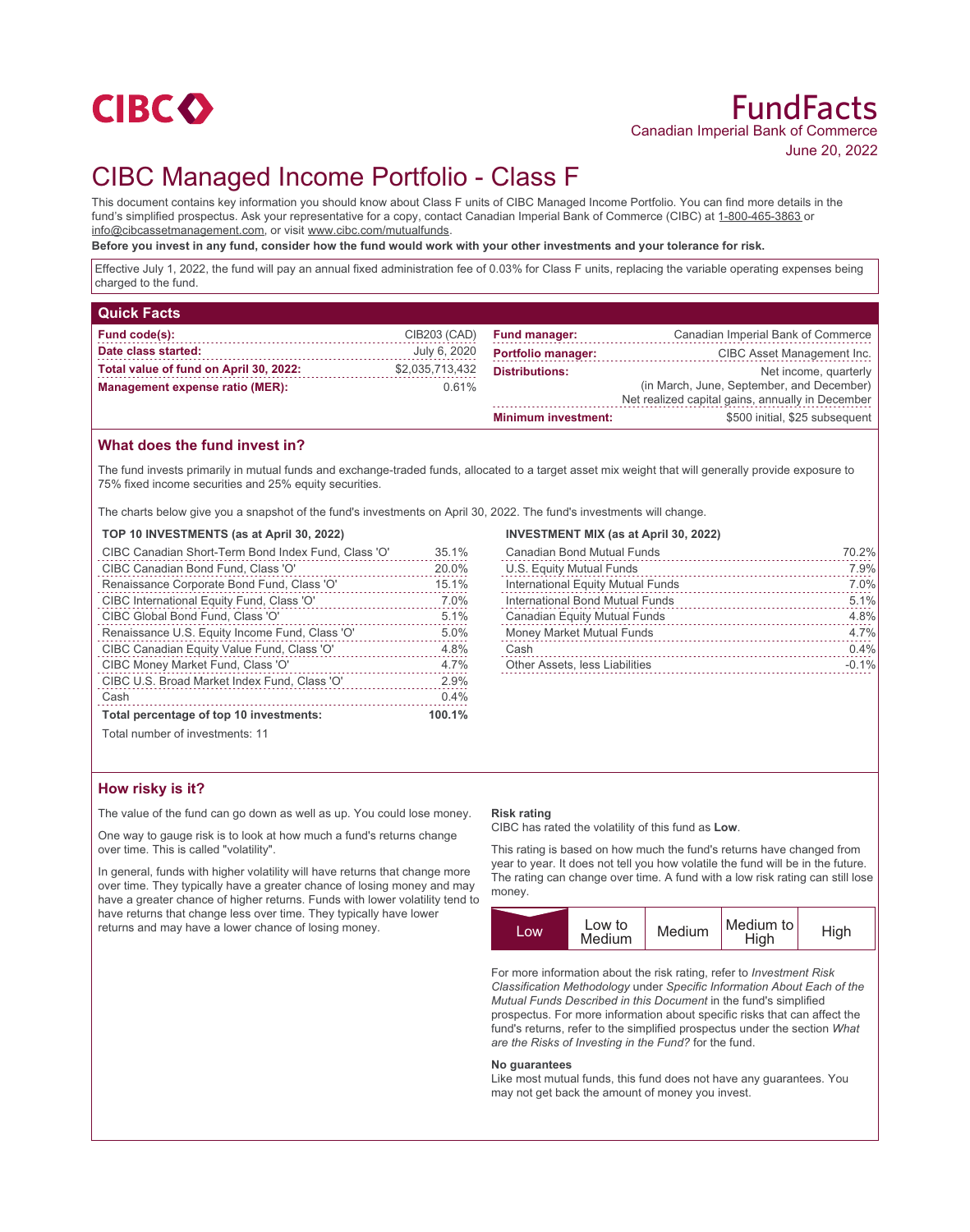CIBC

# FundFacts

Canadian Imperial Bank of Commerce

June 20, 2022

# CIBC Managed Income Portfolio - Class F

This document contains key information you should know about Class F units of CIBC Managed Income Portfolio. You can find more details in the fund's simplified prospectus. Ask your representative for a copy, contact Canadian Imperial Bank of Commerce (CIBC) at 1-800-465-3863 or info@cibcassetmanagement.com, or visit www.cibc.com/mutualfunds.

**Before you invest in any fund, consider how the fund would work with your other investments and your tolerance for risk.**

Effective July 1, 2022, the fund will pay an annual fixed administration fee of 0.03% for Class F units, replacing the variable operating expenses being charged to the fund.

## Quick Facts

| | | | |
|---|---|---|---|
| **Fund code(s):** | CIB203 (CAD) | **Fund manager:** | Canadian Imperial Bank of Commerce |
| **Date class started:** | July 6, 2020 | **Portfolio manager:** | CIBC Asset Management Inc. |
| **Total value of fund on April 30, 2022:** | $2,035,713,432 | **Distributions:** | Net income, quarterly (in March, June, September, and December) Net realized capital gains, annually in December |
| **Management expense ratio (MER):** | 0.61% | **Minimum investment:** | $500 initial, $25 subsequent |

## What does the fund invest in?

The fund invests primarily in mutual funds and exchange-traded funds, allocated to a target asset mix weight that will generally provide exposure to 75% fixed income securities and 25% equity securities.

The charts below give you a snapshot of the fund's investments on April 30, 2022. The fund's investments will change.

**TOP 10 INVESTMENTS (as at April 30, 2022)**

| Investment | % |
|---|---|
| CIBC Canadian Short-Term Bond Index Fund, Class 'O' | 35.1% |
| CIBC Canadian Bond Fund, Class 'O' | 20.0% |
| Renaissance Corporate Bond Fund, Class 'O' | 15.1% |
| CIBC International Equity Fund, Class 'O' | 7.0% |
| CIBC Global Bond Fund, Class 'O' | 5.1% |
| Renaissance U.S. Equity Income Fund, Class 'O' | 5.0% |
| CIBC Canadian Equity Value Fund, Class 'O' | 4.8% |
| CIBC Money Market Fund, Class 'O' | 4.7% |
| CIBC U.S. Broad Market Index Fund, Class 'O' | 2.9% |
| Cash | 0.4% |
| **Total percentage of top 10 investments:** | **100.1%** |

Total number of investments: 11

**INVESTMENT MIX (as at April 30, 2022)**

| Investment | % |
|---|---|
| Canadian Bond Mutual Funds | 70.2% |
| U.S. Equity Mutual Funds | 7.9% |
| International Equity Mutual Funds | 7.0% |
| International Bond Mutual Funds | 5.1% |
| Canadian Equity Mutual Funds | 4.8% |
| Money Market Mutual Funds | 4.7% |
| Cash | 0.4% |
| Other Assets, less Liabilities | -0.1% |

## How risky is it?

The value of the fund can go down as well as up. You could lose money.

One way to gauge risk is to look at how much a fund's returns change over time. This is called "volatility".

In general, funds with higher volatility will have returns that change more over time. They typically have a greater chance of losing money and may have a greater chance of higher returns. Funds with lower volatility tend to have returns that change less over time. They typically have lower returns and may have a lower chance of losing money.

**Risk rating**

CIBC has rated the volatility of this fund as **Low**.

This rating is based on how much the fund's returns have changed from year to year. It does not tell you how volatile the fund will be in the future. The rating can change over time. A fund with a low risk rating can still lose money.

| **Low** | Low to Medium | Medium | Medium to High | High |
|---|---|---|---|---|

For more information about the risk rating, refer to *Investment Risk Classification Methodology* under *Specific Information About Each of the Mutual Funds Described in this Document* in the fund's simplified prospectus. For more information about specific risks that can affect the fund's returns, refer to the simplified prospectus under the section *What are the Risks of Investing in the Fund?* for the fund.

**No guarantees**

Like most mutual funds, this fund does not have any guarantees. You may not get back the amount of money you invest.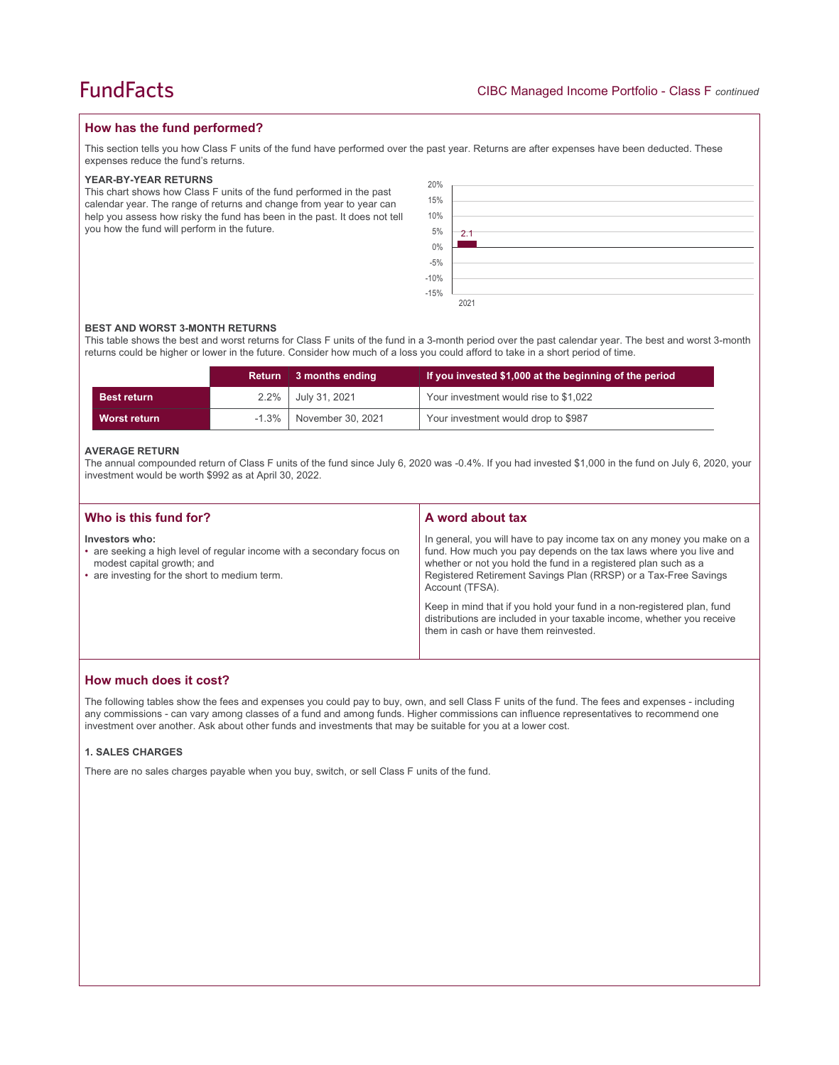## How has the fund performed?

This section tells you how Class F units of the fund have performed over the past year. Returns are after expenses have been deducted. These expenses reduce the fund's returns.

### YEAR-BY-YEAR RETURNS

This chart shows how Class F units of the fund performed in the past calendar year. The range of returns and change from year to year can help you assess how risky the fund has been in the past. It does not tell you how the fund will perform in the future.

| Year | Return (%) |
|---|---|
| 2021 | 2.1 |

### BEST AND WORST 3-MONTH RETURNS

This table shows the best and worst returns for Class F units of the fund in a 3-month period over the past calendar year. The best and worst 3-month returns could be higher or lower in the future. Consider how much of a loss you could afford to take in a short period of time.

| | Return | 3 months ending | If you invested $1,000 at the beginning of the period |
|---|---|---|---|
| **Best return** | 2.2% | July 31, 2021 | Your investment would rise to $1,022 |
| **Worst return** | -1.3% | November 30, 2021 | Your investment would drop to $987 |

### AVERAGE RETURN

The annual compounded return of Class F units of the fund since July 6, 2020 was -0.4%. If you had invested $1,000 in the fund on July 6, 2020, your investment would be worth $992 as at April 30, 2022.

## Who is this fund for?

**Investors who:**

- are seeking a high level of regular income with a secondary focus on modest capital growth; and
- are investing for the short to medium term.

## A word about tax

In general, you will have to pay income tax on any money you make on a fund. How much you pay depends on the tax laws where you live and whether or not you hold the fund in a registered plan such as a Registered Retirement Savings Plan (RRSP) or a Tax-Free Savings Account (TFSA).

Keep in mind that if you hold your fund in a non-registered plan, fund distributions are included in your taxable income, whether you receive them in cash or have them reinvested.

## How much does it cost?

The following tables show the fees and expenses you could pay to buy, own, and sell Class F units of the fund. The fees and expenses - including any commissions - can vary among classes of a fund and among funds. Higher commissions can influence representatives to recommend one investment over another. Ask about other funds and investments that may be suitable for you at a lower cost.

### 1. SALES CHARGES

There are no sales charges payable when you buy, switch, or sell Class F units of the fund.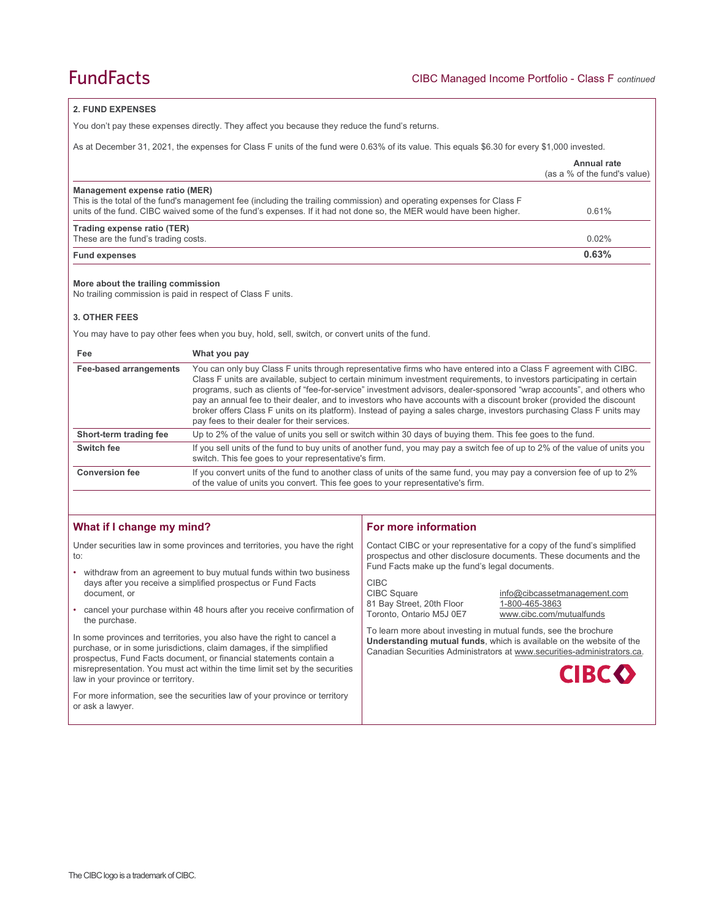### 2. FUND EXPENSES

You don't pay these expenses directly. They affect you because they reduce the fund's returns.

As at December 31, 2021, the expenses for Class F units of the fund were 0.63% of its value. This equals $6.30 for every $1,000 invested.

| | Annual rate (as a % of the fund's value) |
|---|---|
| **Management expense ratio (MER)**<br>This is the total of the fund's management fee (including the trailing commission) and operating expenses for Class F units of the fund. CIBC waived some of the fund's expenses. If it had not done so, the MER would have been higher. | 0.61% |
| **Trading expense ratio (TER)**<br>These are the fund's trading costs. | 0.02% |
| **Fund expenses** | **0.63%** |

**More about the trailing commission**

No trailing commission is paid in respect of Class F units.

### 3. OTHER FEES

You may have to pay other fees when you buy, hold, sell, switch, or convert units of the fund.

| Fee | What you pay |
|---|---|
| **Fee-based arrangements** | You can only buy Class F units through representative firms who have entered into a Class F agreement with CIBC. Class F units are available, subject to certain minimum investment requirements, to investors participating in certain programs, such as clients of "fee-for-service" investment advisors, dealer-sponsored "wrap accounts", and others who pay an annual fee to their dealer, and to investors who have accounts with a discount broker (provided the discount broker offers Class F units on its platform). Instead of paying a sales charge, investors purchasing Class F units may pay fees to their dealer for their services. |
| **Short-term trading fee** | Up to 2% of the value of units you sell or switch within 30 days of buying them. This fee goes to the fund. |
| **Switch fee** | If you sell units of the fund to buy units of another fund, you may pay a switch fee of up to 2% of the value of units you switch. This fee goes to your representative's firm. |
| **Conversion fee** | If you convert units of the fund to another class of units of the same fund, you may pay a conversion fee of up to 2% of the value of units you convert. This fee goes to your representative's firm. |

## What if I change my mind?

Under securities law in some provinces and territories, you have the right to:

- withdraw from an agreement to buy mutual funds within two business days after you receive a simplified prospectus or Fund Facts document, or
- cancel your purchase within 48 hours after you receive confirmation of the purchase.

In some provinces and territories, you also have the right to cancel a purchase, or in some jurisdictions, claim damages, if the simplified prospectus, Fund Facts document, or financial statements contain a misrepresentation. You must act within the time limit set by the securities law in your province or territory.

For more information, see the securities law of your province or territory or ask a lawyer.

## For more information

Contact CIBC or your representative for a copy of the fund's simplified prospectus and other disclosure documents. These documents and the Fund Facts make up the fund's legal documents.

CIBC
CIBC Square
81 Bay Street, 20th Floor
Toronto, Ontario M5J 0E7

info@cibcassetmanagement.com
1-800-465-3863
www.cibc.com/mutualfunds

To learn more about investing in mutual funds, see the brochure **Understanding mutual funds**, which is available on the website of the Canadian Securities Administrators at www.securities-administrators.ca.

The CIBC logo is a trademark of CIBC.